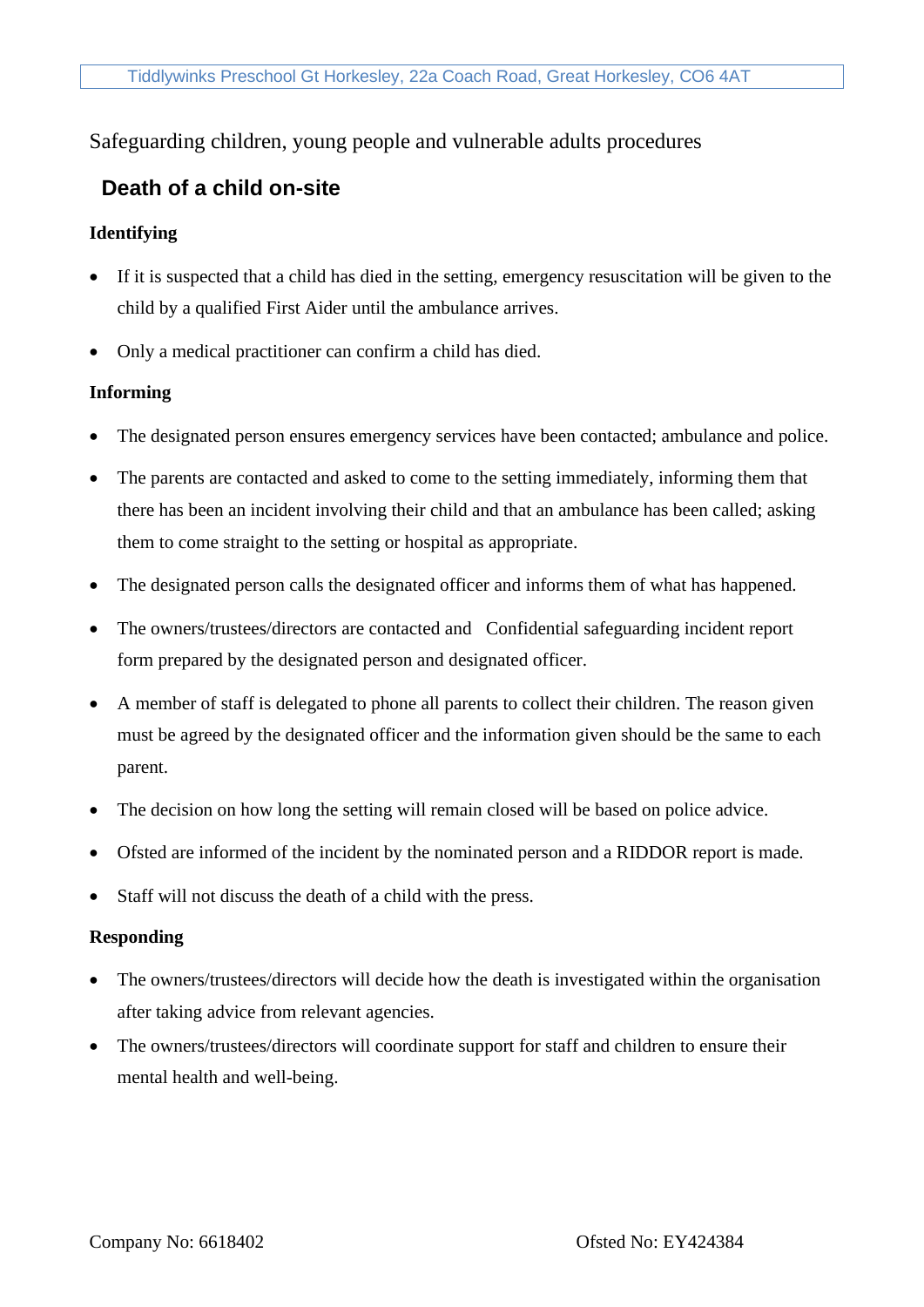Safeguarding children, young people and vulnerable adults procedures

## Death of a child on-site

**Identifying**

- If it is suspected that a child has died in the setting, emergency resuscitation will be given to the child by a qualified First Aider until the ambulance arrives.
- Only a medical practitioner can confirm a child has died.

**Informing**

- The designated person ensures emergency services have been contacted; ambulance and police.
- The parents are contacted and asked to come to the setting immediately, informing them that there has been an incident involving their child and that an ambulance has been called; asking them to come straight to the setting or hospital as appropriate.
- The designated person calls the designated officer and informs them of what has happened.
- The owners/trustees/directors are contacted and Confidential safeguarding incident report form prepared by the designated person and designated officer.
- A member of staff is delegated to phone all parents to collect their children. The reason given must be agreed by the designated officer and the information given should be the same to each parent.
- The decision on how long the setting will remain closed will be based on police advice.
- Ofsted are informed of the incident by the nominated person and a RIDDOR report is made.
- Staff will not discuss the death of a child with the press.

**Responding**

- The owners/trustees/directors will decide how the death is investigated within the organisation after taking advice from relevant agencies.
- The owners/trustees/directors will coordinate support for staff and children to ensure their mental health and well-being.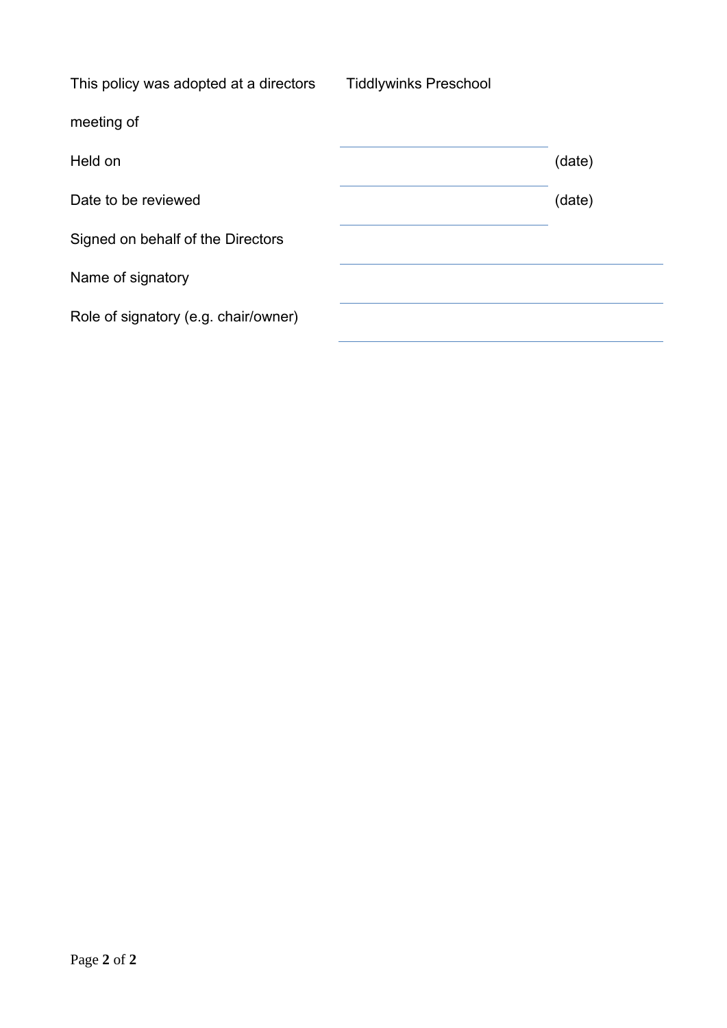| | | |
|---|---|---|
| This policy was adopted at a directors meeting of | Tiddlywinks Preschool | |
| Held on | | (date) |
| Date to be reviewed | | (date) |
| Signed on behalf of the Directors | | |
| Name of signatory | | |
| Role of signatory (e.g. chair/owner) | | |